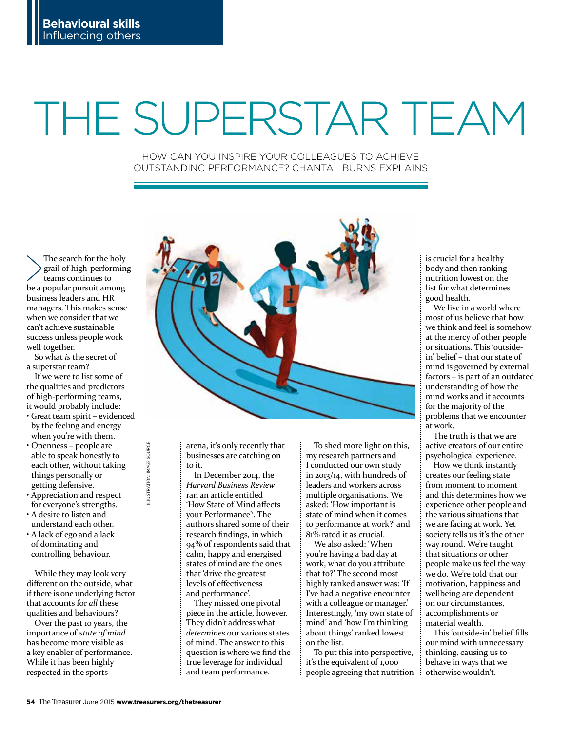Behavioural skills
Influencing others

# THE SUPERSTAR TEAM

HOW CAN YOU INSPIRE YOUR COLLEAGUES TO ACHIEVE OUTSTANDING PERFORMANCE? CHANTAL BURNS EXPLAINS

ILLUSTRATION: IMAGE SOURCE

The search for the holy grail of high-performing teams continues to be a popular pursuit among business leaders and HR managers. This makes sense when we consider that we can't achieve sustainable success unless people work well together.

So what *is* the secret of a superstar team?

If we were to list some of the qualities and predictors of high-performing teams, it would probably include:

- Great team spirit – evidenced by the feeling and energy when you're with them.
- Openness – people are able to speak honestly to each other, without taking things personally or getting defensive.
- Appreciation and respect for everyone's strengths.
- A desire to listen and understand each other.
- A lack of ego and a lack of dominating and controlling behaviour.

While they may look very different on the outside, what if there is one underlying factor that accounts for *all* these qualities and behaviours?

Over the past 10 years, the importance of *state of mind* has become more visible as a key enabler of performance. While it has been highly respected in the sports arena, it's only recently that businesses are catching on to it.

In December 2014, the *Harvard Business Review* ran an article entitled 'How State of Mind affects your Performance'[1]. The authors shared some of their research findings, in which 94% of respondents said that calm, happy and energised states of mind are the ones that 'drive the greatest levels of effectiveness and performance'.

They missed one pivotal piece in the article, however. They didn't address what *determines* our various states of mind. The answer to this question is where we find the true leverage for individual and team performance.

To shed more light on this, my research partners and I conducted our own study in 2013/14, with hundreds of leaders and workers across multiple organisations. We asked: 'How important is state of mind when it comes to performance at work?' and 81% rated it as crucial.

We also asked: 'When you're having a bad day at work, what do you attribute that to?' The second most highly ranked answer was: 'If I've had a negative encounter with a colleague or manager.' Interestingly, 'my own state of mind' and 'how I'm thinking about things' ranked lowest on the list.

To put this into perspective, it's the equivalent of 1,000 people agreeing that nutrition is crucial for a healthy body and then ranking nutrition lowest on the list for what determines good health.

We live in a world where most of us believe that how we think and feel is somehow at the mercy of other people or situations. This 'outside-in' belief – that our state of mind is governed by external factors – is part of an outdated understanding of how the mind works and it accounts for the majority of the problems that we encounter at work.

The truth is that we are active creators of our entire psychological experience.

How we think instantly creates our feeling state from moment to moment and this determines how we experience other people and the various situations that we are facing at work. Yet society tells us it's the other way round. We're taught that situations or other people make us feel the way we do. We're told that our motivation, happiness and wellbeing are dependent on our circumstances, accomplishments or material wealth.

This 'outside-in' belief fills our mind with unnecessary thinking, causing us to behave in ways that we otherwise wouldn't.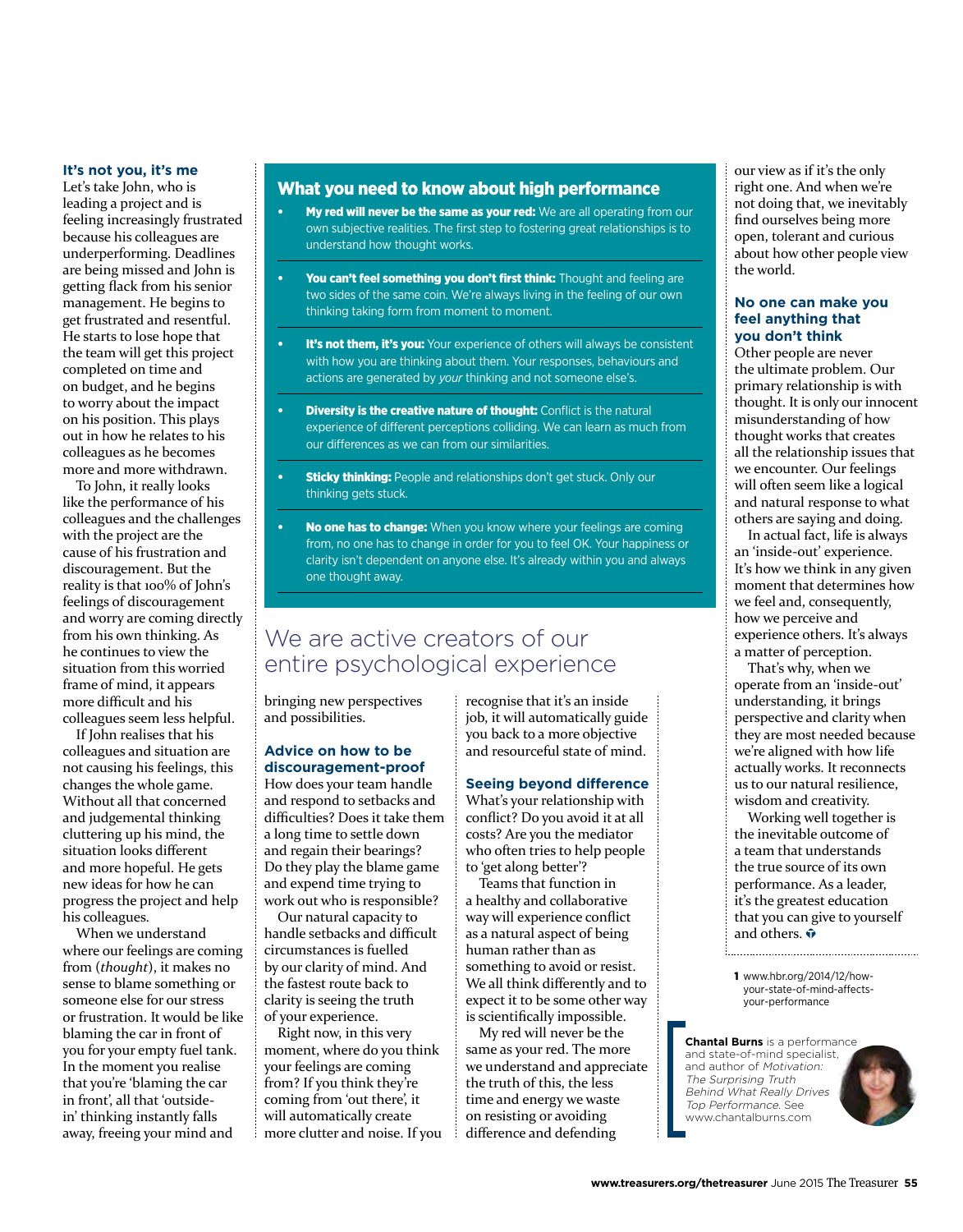### It's not you, it's me

Let's take John, who is leading a project and is feeling increasingly frustrated because his colleagues are underperforming. Deadlines are being missed and John is getting flack from his senior management. He begins to get frustrated and resentful. He starts to lose hope that the team will get this project completed on time and on budget, and he begins to worry about the impact on his position. This plays out in how he relates to his colleagues as he becomes more and more withdrawn.

To John, it really looks like the performance of his colleagues and the challenges with the project are the cause of his frustration and discouragement. But the reality is that 100% of John's feelings of discouragement and worry are coming directly from his own thinking. As he continues to view the situation from this worried frame of mind, it appears more difficult and his colleagues seem less helpful.

If John realises that his colleagues and situation are not causing his feelings, this changes the whole game. Without all that concerned and judgemental thinking cluttering up his mind, the situation looks different and more hopeful. He gets new ideas for how he can progress the project and help his colleagues.

When we understand where our feelings are coming from (*thought*), it makes no sense to blame something or someone else for our stress or frustration. It would be like blaming the car in front of you for your empty fuel tank. In the moment you realise that you're 'blaming the car in front', all that 'outside-in' thinking instantly falls away, freeing your mind and bringing new perspectives and possibilities.

## What you need to know about high performance

- **My red will never be the same as your red:** We are all operating from our own subjective realities. The first step to fostering great relationships is to understand how thought works.
- **You can't feel something you don't first think:** Thought and feeling are two sides of the same coin. We're always living in the feeling of our own thinking taking form from moment to moment.
- **It's not them, it's you:** Your experience of others will always be consistent with how you are thinking about them. Your responses, behaviours and actions are generated by *your* thinking and not someone else's.
- **Diversity is the creative nature of thought:** Conflict is the natural experience of different perceptions colliding. We can learn as much from our differences as we can from our similarities.
- **Sticky thinking:** People and relationships don't get stuck. Only our thinking gets stuck.
- **No one has to change:** When you know where your feelings are coming from, no one has to change in order for you to feel OK. Your happiness or clarity isn't dependent on anyone else. It's already within you and always one thought away.

## We are active creators of our entire psychological experience

### Advice on how to be discouragement-proof

How does your team handle and respond to setbacks and difficulties? Does it take them a long time to settle down and regain their bearings? Do they play the blame game and expend time trying to work out who is responsible?

Our natural capacity to handle setbacks and difficult circumstances is fuelled by our clarity of mind. And the fastest route back to clarity is seeing the truth of your experience.

Right now, in this very moment, where do you think your feelings are coming from? If you think they're coming from 'out there', it will automatically create more clutter and noise. If you recognise that it's an inside job, it will automatically guide you back to a more objective and resourceful state of mind.

### Seeing beyond difference

What's your relationship with conflict? Do you avoid it at all costs? Are you the mediator who often tries to help people to 'get along better'?

Teams that function in a healthy and collaborative way will experience conflict as a natural aspect of being human rather than as something to avoid or resist. We all think differently and to expect it to be some other way is scientifically impossible.

My red will never be the same as your red. The more we understand and appreciate the truth of this, the less time and energy we waste on resisting or avoiding difference and defending our view as if it's the only right one. And when we're not doing that, we inevitably find ourselves being more open, tolerant and curious about how other people view the world.

### No one can make you feel anything that you don't think

Other people are never the ultimate problem. Our primary relationship is with thought. It is only our innocent misunderstanding of how thought works that creates all the relationship issues that we encounter. Our feelings will often seem like a logical and natural response to what others are saying and doing.

In actual fact, life is always an 'inside-out' experience. It's how we think in any given moment that determines how we feel and, consequently, how we perceive and experience others. It's always a matter of perception.

That's why, when we operate from an 'inside-out' understanding, it brings perspective and clarity when they are most needed because we're aligned with how life actually works. It reconnects us to our natural resilience, wisdom and creativity.

Working well together is the inevitable outcome of a team that understands the true source of its own performance. As a leader, it's the greatest education that you can give to yourself and others.

1 www.hbr.org/2014/12/how-your-state-of-mind-affects-your-performance

**Chantal Burns** is a performance and state-of-mind specialist, and author of *Motivation: The Surprising Truth Behind What Really Drives Top Performance*. See www.chantalburns.com